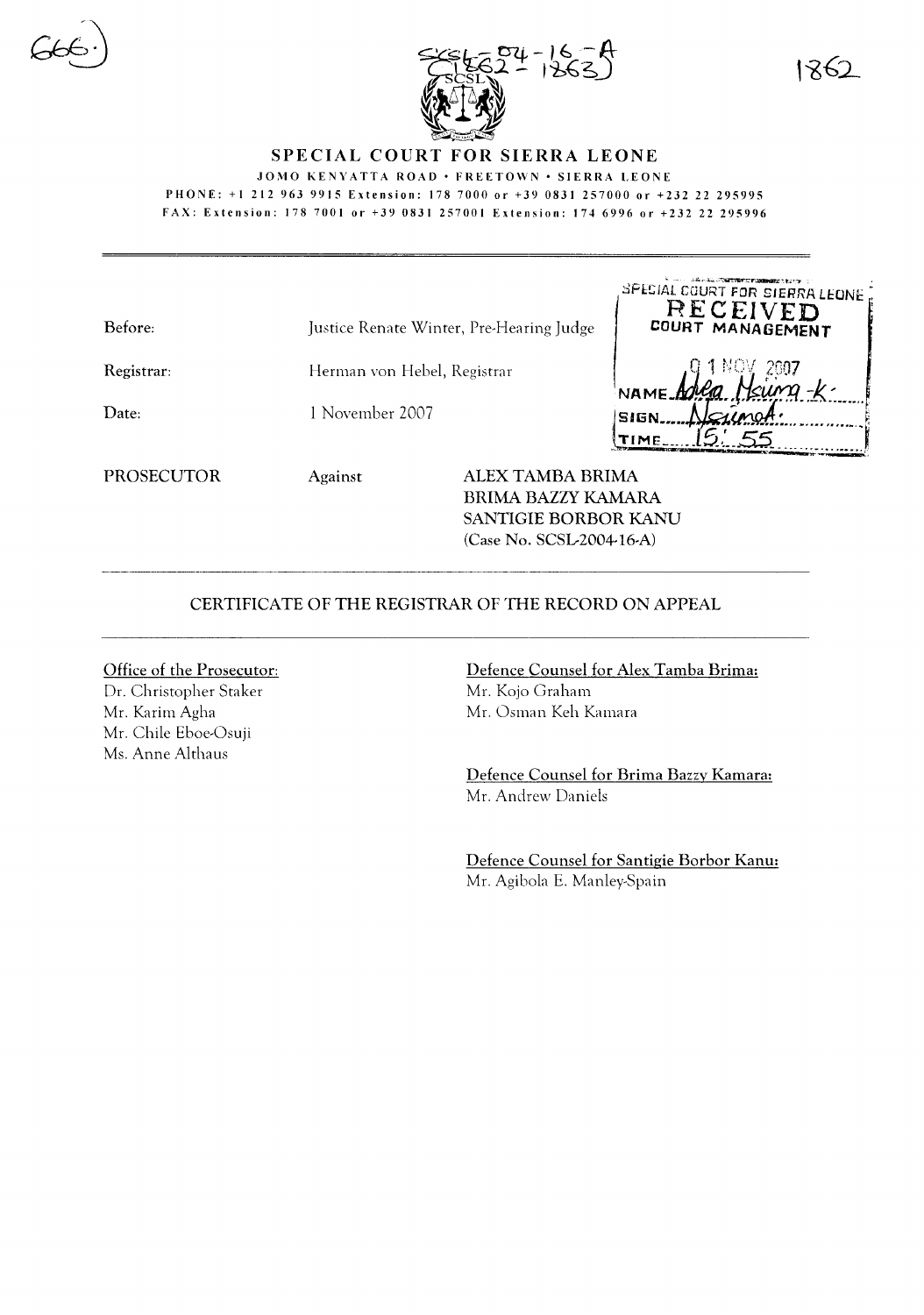# SPECIAL COURT FOR SIERRA LEONE

JOMO KENYATTA ROAD • FREETOWN • SIERRA LEONE

PHONE: +1 212 963 9915 Extension: 178 7000 or +39 0831 257000 or +232 22 295995

FAX: Extension: 178 7001 or +39 0831 257001 Extension: 174 6996 or +232 22 295996

SPECIAL COURT FOR SIERRA LEONE
RECEIVED
COURT MANAGEMENT
01 NOV 2007
NAME Adea Msuma-K.
SIGN Nsumak.
TIME 15:55

Before: Justice Renate Winter, Pre-Hearing Judge

Registrar: Herman von Hebel, Registrar

Date: 1 November 2007

PROSECUTOR Against ALEX TAMBA BRIMA
BRIMA BAZZY KAMARA
SANTIGIE BORBOR KANU
(Case No. SCSL-2004-16-A)

## CERTIFICATE OF THE REGISTRAR OF THE RECORD ON APPEAL

Office of the Prosecutor:
Dr. Christopher Staker
Mr. Karim Agha
Mr. Chile Eboe-Osuji
Ms. Anne Althaus

Defence Counsel for Alex Tamba Brima:
Mr. Kojo Graham
Mr. Osman Keh Kamara

Defence Counsel for Brima Bazzy Kamara:
Mr. Andrew Daniels

Defence Counsel for Santigie Borbor Kanu:
Mr. Agibola E. Manley-Spain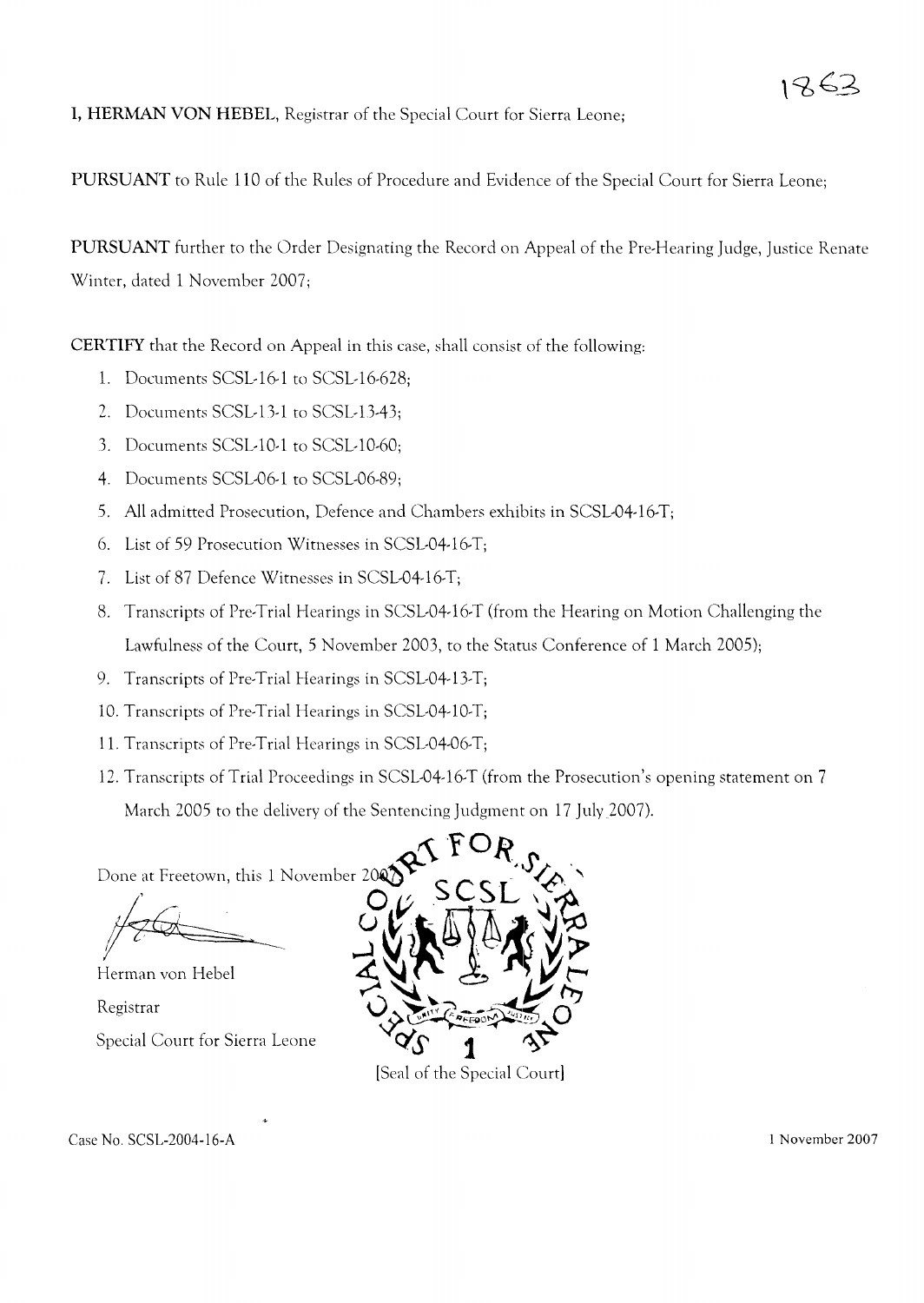**I, HERMAN VON HEBEL**, Registrar of the Special Court for Sierra Leone;

**PURSUANT** to Rule 110 of the Rules of Procedure and Evidence of the Special Court for Sierra Leone;

**PURSUANT** further to the Order Designating the Record on Appeal of the Pre-Hearing Judge, Justice Renate Winter, dated 1 November 2007;

**CERTIFY** that the Record on Appeal in this case, shall consist of the following:

1. Documents SCSL-16-1 to SCSL-16-628;
2. Documents SCSL-13-1 to SCSL-13-43;
3. Documents SCSL-10-1 to SCSL-10-60;
4. Documents SCSL-06-1 to SCSL-06-89;
5. All admitted Prosecution, Defence and Chambers exhibits in SCSL-04-16-T;
6. List of 59 Prosecution Witnesses in SCSL-04-16-T;
7. List of 87 Defence Witnesses in SCSL-04-16-T;
8. Transcripts of Pre-Trial Hearings in SCSL-04-16-T (from the Hearing on Motion Challenging the Lawfulness of the Court, 5 November 2003, to the Status Conference of 1 March 2005);
9. Transcripts of Pre-Trial Hearings in SCSL-04-13-T;
10. Transcripts of Pre-Trial Hearings in SCSL-04-10-T;
11. Transcripts of Pre-Trial Hearings in SCSL-04-06-T;
12. Transcripts of Trial Proceedings in SCSL-04-16-T (from the Prosecution's opening statement on 7 March 2005 to the delivery of the Sentencing Judgment on 17 July 2007).

Done at Freetown, this 1 November 2007

Herman von Hebel

Registrar

Special Court for Sierra Leone

[Seal of the Special Court]

Case No. SCSL-2004-16-A

1 November 2007